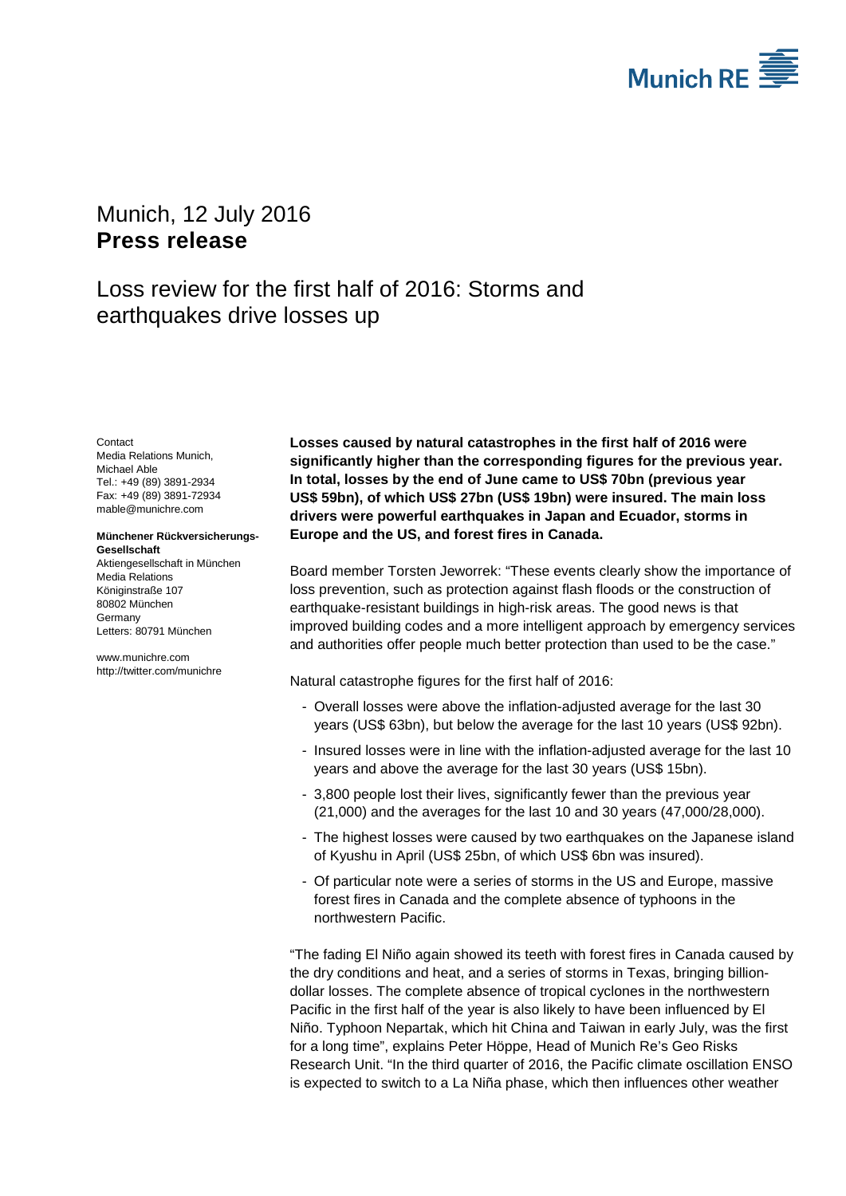Munich RE

Munich, 12 July 2016
# Press release

## Loss review for the first half of 2016: Storms and earthquakes drive losses up

Contact
Media Relations Munich,
Michael Able
Tel.: +49 (89) 3891-2934
Fax: +49 (89) 3891-72934
mable@munichre.com

**Münchener Rückversicherungs-Gesellschaft**
Aktiengesellschaft in München
Media Relations
Königinstraße 107
80802 München
Germany
Letters: 80791 München

www.munichre.com
http://twitter.com/munichre

**Losses caused by natural catastrophes in the first half of 2016 were significantly higher than the corresponding figures for the previous year. In total, losses by the end of June came to US$ 70bn (previous year US$ 59bn), of which US$ 27bn (US$ 19bn) were insured. The main loss drivers were powerful earthquakes in Japan and Ecuador, storms in Europe and the US, and forest fires in Canada.**

Board member Torsten Jeworrek: "These events clearly show the importance of loss prevention, such as protection against flash floods or the construction of earthquake-resistant buildings in high-risk areas. The good news is that improved building codes and a more intelligent approach by emergency services and authorities offer people much better protection than used to be the case."

Natural catastrophe figures for the first half of 2016:

- Overall losses were above the inflation-adjusted average for the last 30 years (US$ 63bn), but below the average for the last 10 years (US$ 92bn).
- Insured losses were in line with the inflation-adjusted average for the last 10 years and above the average for the last 30 years (US$ 15bn).
- 3,800 people lost their lives, significantly fewer than the previous year (21,000) and the averages for the last 10 and 30 years (47,000/28,000).
- The highest losses were caused by two earthquakes on the Japanese island of Kyushu in April (US$ 25bn, of which US$ 6bn was insured).
- Of particular note were a series of storms in the US and Europe, massive forest fires in Canada and the complete absence of typhoons in the northwestern Pacific.

"The fading El Niño again showed its teeth with forest fires in Canada caused by the dry conditions and heat, and a series of storms in Texas, bringing billion-dollar losses. The complete absence of tropical cyclones in the northwestern Pacific in the first half of the year is also likely to have been influenced by El Niño. Typhoon Nepartak, which hit China and Taiwan in early July, was the first for a long time", explains Peter Höppe, Head of Munich Re's Geo Risks Research Unit. "In the third quarter of 2016, the Pacific climate oscillation ENSO is expected to switch to a La Niña phase, which then influences other weather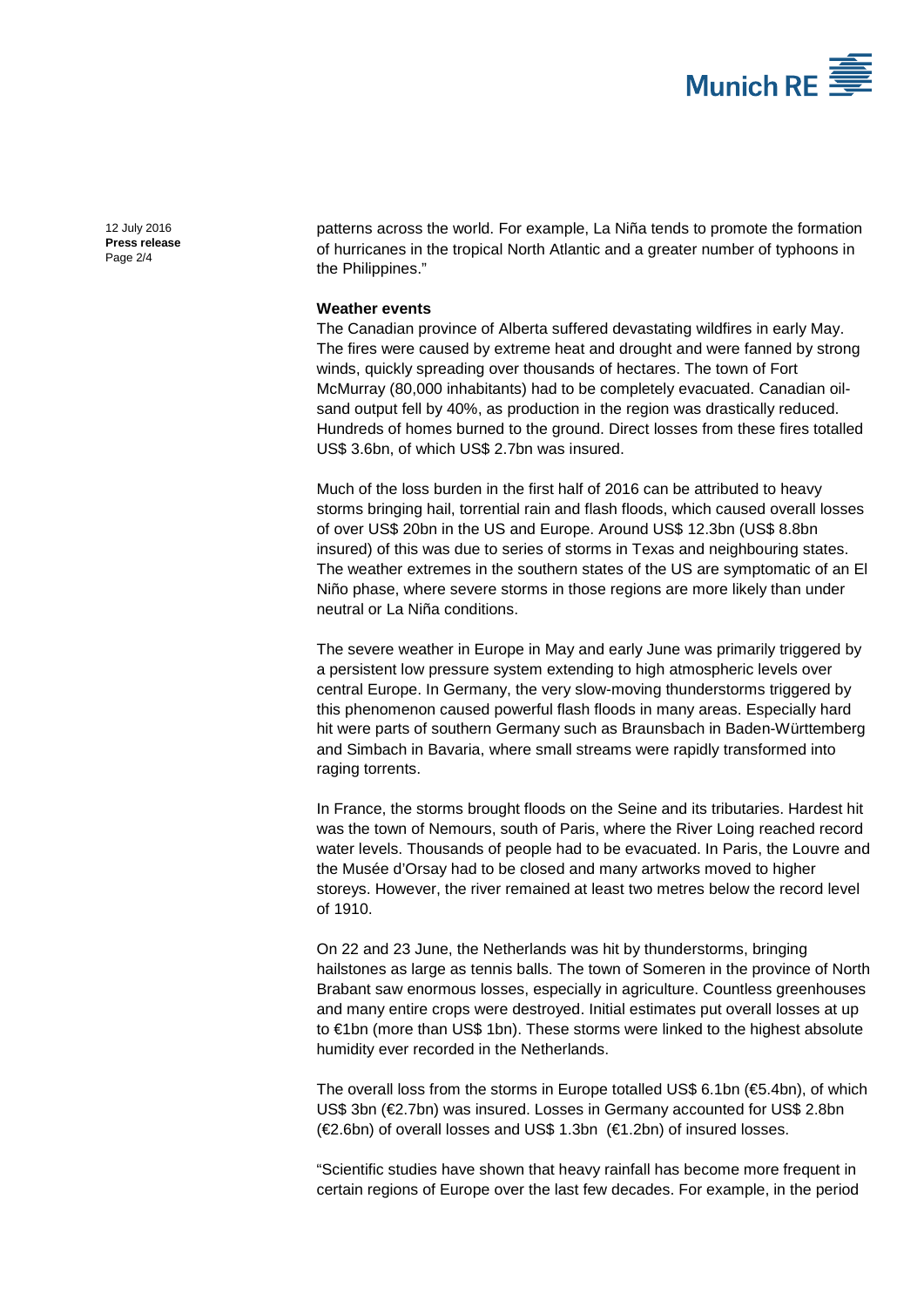patterns across the world. For example, La Niña tends to promote the formation of hurricanes in the tropical North Atlantic and a greater number of typhoons in the Philippines."

**Weather events**

The Canadian province of Alberta suffered devastating wildfires in early May. The fires were caused by extreme heat and drought and were fanned by strong winds, quickly spreading over thousands of hectares. The town of Fort McMurray (80,000 inhabitants) had to be completely evacuated. Canadian oil-sand output fell by 40%, as production in the region was drastically reduced. Hundreds of homes burned to the ground. Direct losses from these fires totalled US$ 3.6bn, of which US$ 2.7bn was insured.

Much of the loss burden in the first half of 2016 can be attributed to heavy storms bringing hail, torrential rain and flash floods, which caused overall losses of over US$ 20bn in the US and Europe. Around US$ 12.3bn (US$ 8.8bn insured) of this was due to series of storms in Texas and neighbouring states. The weather extremes in the southern states of the US are symptomatic of an El Niño phase, where severe storms in those regions are more likely than under neutral or La Niña conditions.

The severe weather in Europe in May and early June was primarily triggered by a persistent low pressure system extending to high atmospheric levels over central Europe. In Germany, the very slow-moving thunderstorms triggered by this phenomenon caused powerful flash floods in many areas. Especially hard hit were parts of southern Germany such as Braunsbach in Baden-Württemberg and Simbach in Bavaria, where small streams were rapidly transformed into raging torrents.

In France, the storms brought floods on the Seine and its tributaries. Hardest hit was the town of Nemours, south of Paris, where the River Loing reached record water levels. Thousands of people had to be evacuated. In Paris, the Louvre and the Musée d'Orsay had to be closed and many artworks moved to higher storeys. However, the river remained at least two metres below the record level of 1910.

On 22 and 23 June, the Netherlands was hit by thunderstorms, bringing hailstones as large as tennis balls. The town of Someren in the province of North Brabant saw enormous losses, especially in agriculture. Countless greenhouses and many entire crops were destroyed. Initial estimates put overall losses at up to €1bn (more than US$ 1bn). These storms were linked to the highest absolute humidity ever recorded in the Netherlands.

The overall loss from the storms in Europe totalled US$ 6.1bn (€5.4bn), of which US$ 3bn (€2.7bn) was insured. Losses in Germany accounted for US$ 2.8bn (€2.6bn) of overall losses and US$ 1.3bn (€1.2bn) of insured losses.

"Scientific studies have shown that heavy rainfall has become more frequent in certain regions of Europe over the last few decades. For example, in the period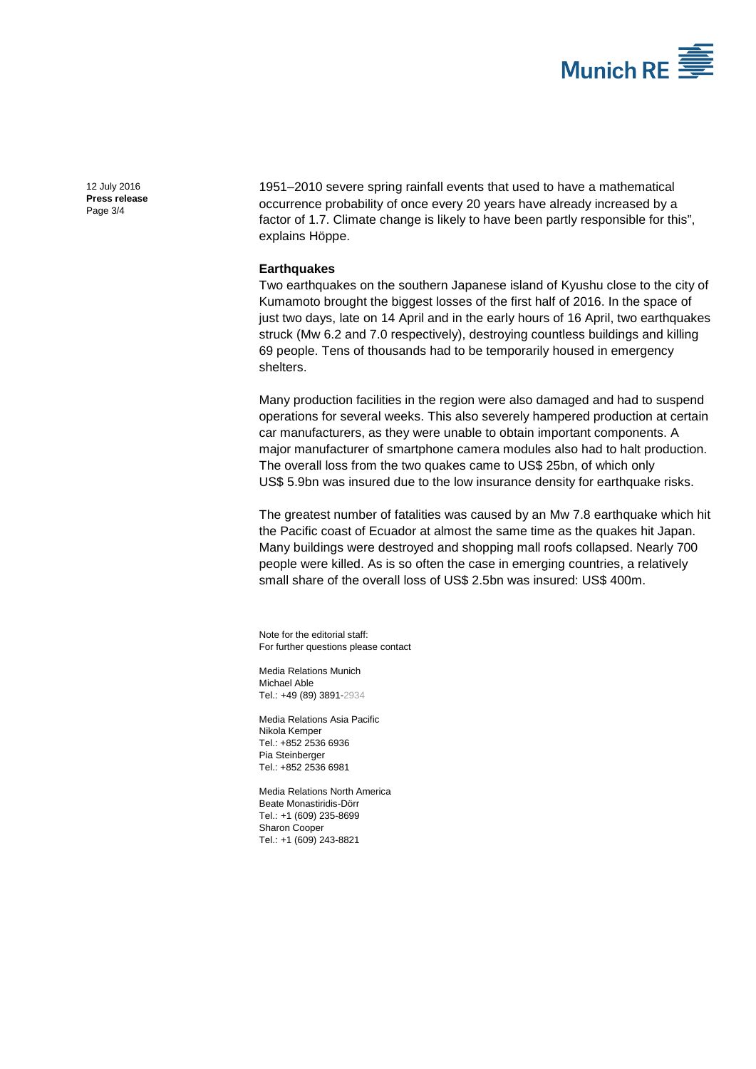1951–2010 severe spring rainfall events that used to have a mathematical occurrence probability of once every 20 years have already increased by a factor of 1.7. Climate change is likely to have been partly responsible for this", explains Höppe.

**Earthquakes**

Two earthquakes on the southern Japanese island of Kyushu close to the city of Kumamoto brought the biggest losses of the first half of 2016. In the space of just two days, late on 14 April and in the early hours of 16 April, two earthquakes struck (Mw 6.2 and 7.0 respectively), destroying countless buildings and killing 69 people. Tens of thousands had to be temporarily housed in emergency shelters.

Many production facilities in the region were also damaged and had to suspend operations for several weeks. This also severely hampered production at certain car manufacturers, as they were unable to obtain important components. A major manufacturer of smartphone camera modules also had to halt production. The overall loss from the two quakes came to US$ 25bn, of which only US$ 5.9bn was insured due to the low insurance density for earthquake risks.

The greatest number of fatalities was caused by an Mw 7.8 earthquake which hit the Pacific coast of Ecuador at almost the same time as the quakes hit Japan. Many buildings were destroyed and shopping mall roofs collapsed. Nearly 700 people were killed. As is so often the case in emerging countries, a relatively small share of the overall loss of US$ 2.5bn was insured: US$ 400m.

Note for the editorial staff:
For further questions please contact

Media Relations Munich
Michael Able
Tel.: +49 (89) 3891-2934

Media Relations Asia Pacific
Nikola Kemper
Tel.: +852 2536 6936
Pia Steinberger
Tel.: +852 2536 6981

Media Relations North America
Beate Monastiridis-Dörr
Tel.: +1 (609) 235-8699
Sharon Cooper
Tel.: +1 (609) 243-8821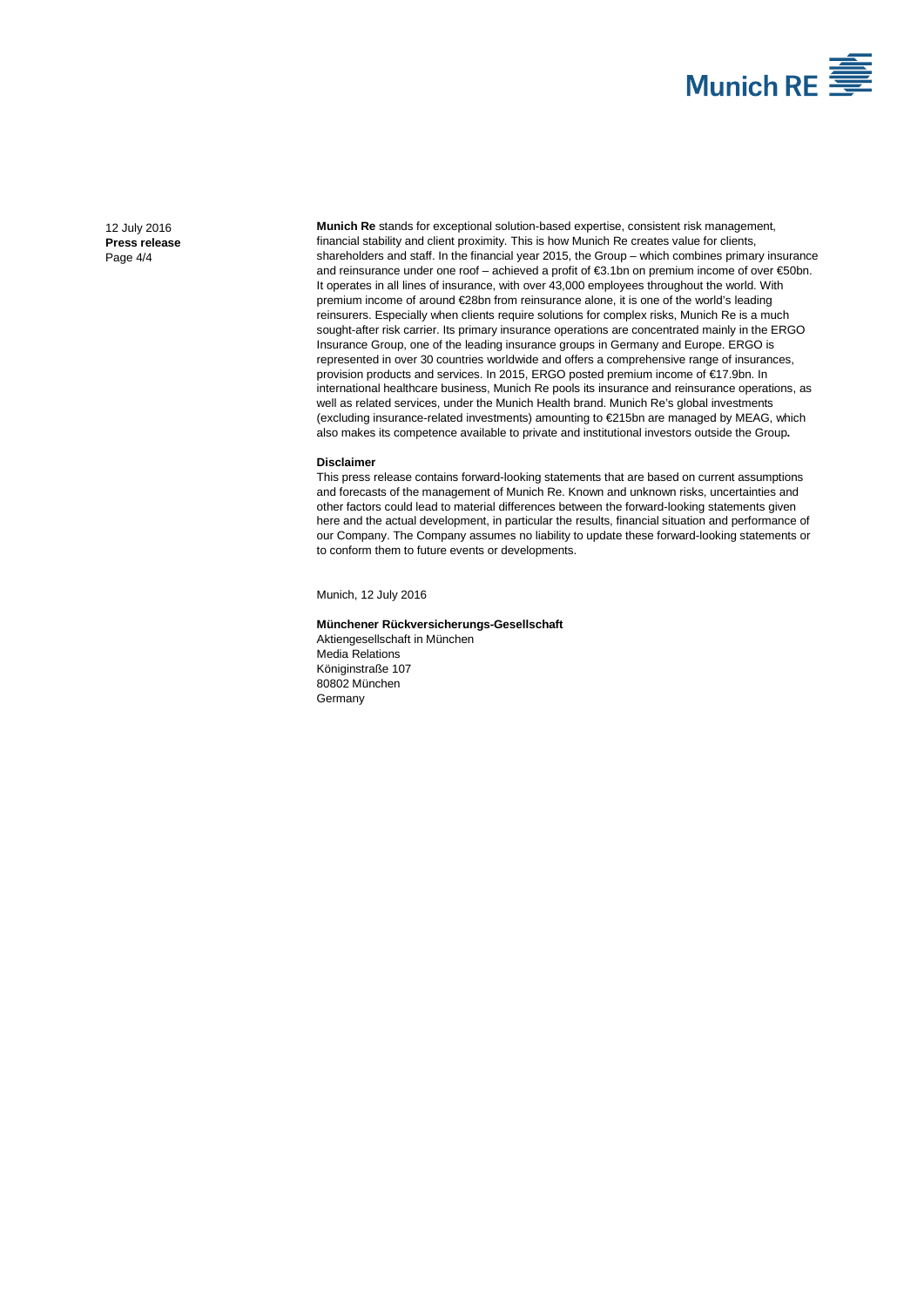**Munich Re** stands for exceptional solution-based expertise, consistent risk management, financial stability and client proximity. This is how Munich Re creates value for clients, shareholders and staff. In the financial year 2015, the Group – which combines primary insurance and reinsurance under one roof – achieved a profit of €3.1bn on premium income of over €50bn. It operates in all lines of insurance, with over 43,000 employees throughout the world. With premium income of around €28bn from reinsurance alone, it is one of the world's leading reinsurers. Especially when clients require solutions for complex risks, Munich Re is a much sought-after risk carrier. Its primary insurance operations are concentrated mainly in the ERGO Insurance Group, one of the leading insurance groups in Germany and Europe. ERGO is represented in over 30 countries worldwide and offers a comprehensive range of insurances, provision products and services. In 2015, ERGO posted premium income of €17.9bn. In international healthcare business, Munich Re pools its insurance and reinsurance operations, as well as related services, under the Munich Health brand. Munich Re's global investments (excluding insurance-related investments) amounting to €215bn are managed by MEAG, which also makes its competence available to private and institutional investors outside the Group**.**

**Disclaimer**

This press release contains forward-looking statements that are based on current assumptions and forecasts of the management of Munich Re. Known and unknown risks, uncertainties and other factors could lead to material differences between the forward-looking statements given here and the actual development, in particular the results, financial situation and performance of our Company. The Company assumes no liability to update these forward-looking statements or to conform them to future events or developments.

Munich, 12 July 2016

**Münchener Rückversicherungs-Gesellschaft**
Aktiengesellschaft in München
Media Relations
Königinstraße 107
80802 München
Germany